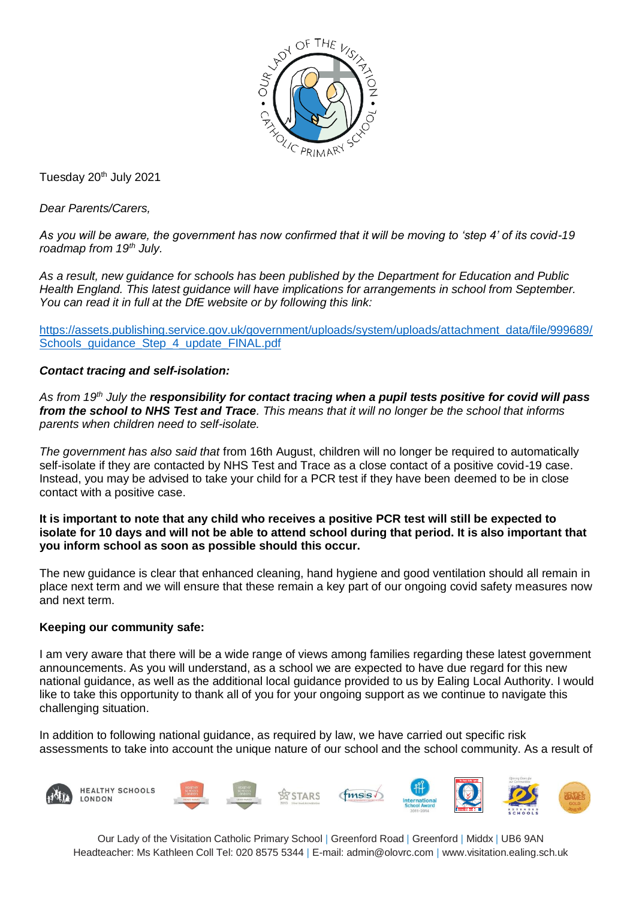Tuesday 20th July 2021

*Dear Parents/Carers,*

*As you will be aware, the government has now confirmed that it will be moving to 'step 4' of its covid-19 roadmap from 19th July.*

*As a result, new guidance for schools has been published by the Department for Education and Public Health England. This latest guidance will have implications for arrangements in school from September. You can read it in full at the DfE website or by following this link:*

[https://assets.publishing.service.gov.uk/government/uploads/system/uploads/attachment_data/file/999689/Schools_guidance_Step_4_update_FINAL.pdf](https://assets.publishing.service.gov.uk/government/uploads/system/uploads/attachment_data/file/999689/Schools_guidance_Step_4_update_FINAL.pdf)

***Contact tracing and self-isolation:***

*As from 19th July the **responsibility for contact tracing when a pupil tests positive for covid will pass from the school to NHS Test and Trace**. This means that it will no longer be the school that informs parents when children need to self-isolate.*

*The government has also said that* from 16th August, children will no longer be required to automatically self-isolate if they are contacted by NHS Test and Trace as a close contact of a positive covid-19 case. Instead, you may be advised to take your child for a PCR test if they have been deemed to be in close contact with a positive case.

**It is important to note that any child who receives a positive PCR test will still be expected to isolate for 10 days and will not be able to attend school during that period. It is also important that you inform school as soon as possible should this occur.**

The new guidance is clear that enhanced cleaning, hand hygiene and good ventilation should all remain in place next term and we will ensure that these remain a key part of our ongoing covid safety measures now and next term.

**Keeping our community safe:**

I am very aware that there will be a wide range of views among families regarding these latest government announcements. As you will understand, as a school we are expected to have due regard for this new national guidance, as well as the additional local guidance provided to us by Ealing Local Authority. I would like to take this opportunity to thank all of you for your ongoing support as we continue to navigate this challenging situation.

In addition to following national guidance, as required by law, we have carried out specific risk assessments to take into account the unique nature of our school and the school community. As a result of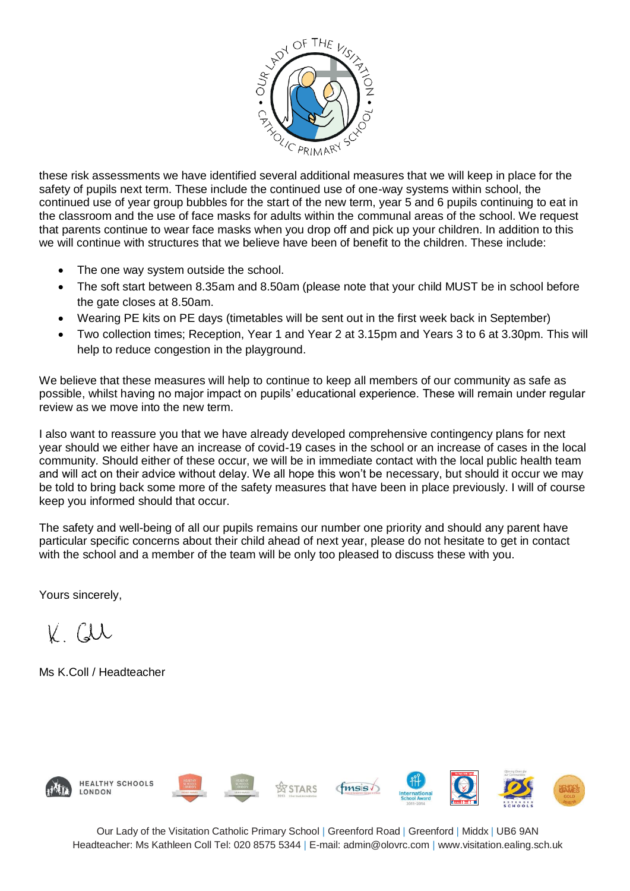these risk assessments we have identified several additional measures that we will keep in place for the safety of pupils next term. These include the continued use of one-way systems within school, the continued use of year group bubbles for the start of the new term, year 5 and 6 pupils continuing to eat in the classroom and the use of face masks for adults within the communal areas of the school. We request that parents continue to wear face masks when you drop off and pick up your children. In addition to this we will continue with structures that we believe have been of benefit to the children. These include:

- The one way system outside the school.
- The soft start between 8.35am and 8.50am (please note that your child MUST be in school before the gate closes at 8.50am.
- Wearing PE kits on PE days (timetables will be sent out in the first week back in September)
- Two collection times; Reception, Year 1 and Year 2 at 3.15pm and Years 3 to 6 at 3.30pm. This will help to reduce congestion in the playground.

We believe that these measures will help to continue to keep all members of our community as safe as possible, whilst having no major impact on pupils' educational experience. These will remain under regular review as we move into the new term.

I also want to reassure you that we have already developed comprehensive contingency plans for next year should we either have an increase of covid-19 cases in the school or an increase of cases in the local community. Should either of these occur, we will be in immediate contact with the local public health team and will act on their advice without delay. We all hope this won't be necessary, but should it occur we may be told to bring back some more of the safety measures that have been in place previously. I will of course keep you informed should that occur.

The safety and well-being of all our pupils remains our number one priority and should any parent have particular specific concerns about their child ahead of next year, please do not hesitate to get in contact with the school and a member of the team will be only too pleased to discuss these with you.

Yours sincerely,

K. Coll

Ms K.Coll / Headteacher

Our Lady of the Visitation Catholic Primary School | Greenford Road | Greenford | Middx | UB6 9AN
Headteacher: Ms Kathleen Coll Tel: 020 8575 5344 | E-mail: admin@olovrc.com | www.visitation.ealing.sch.uk